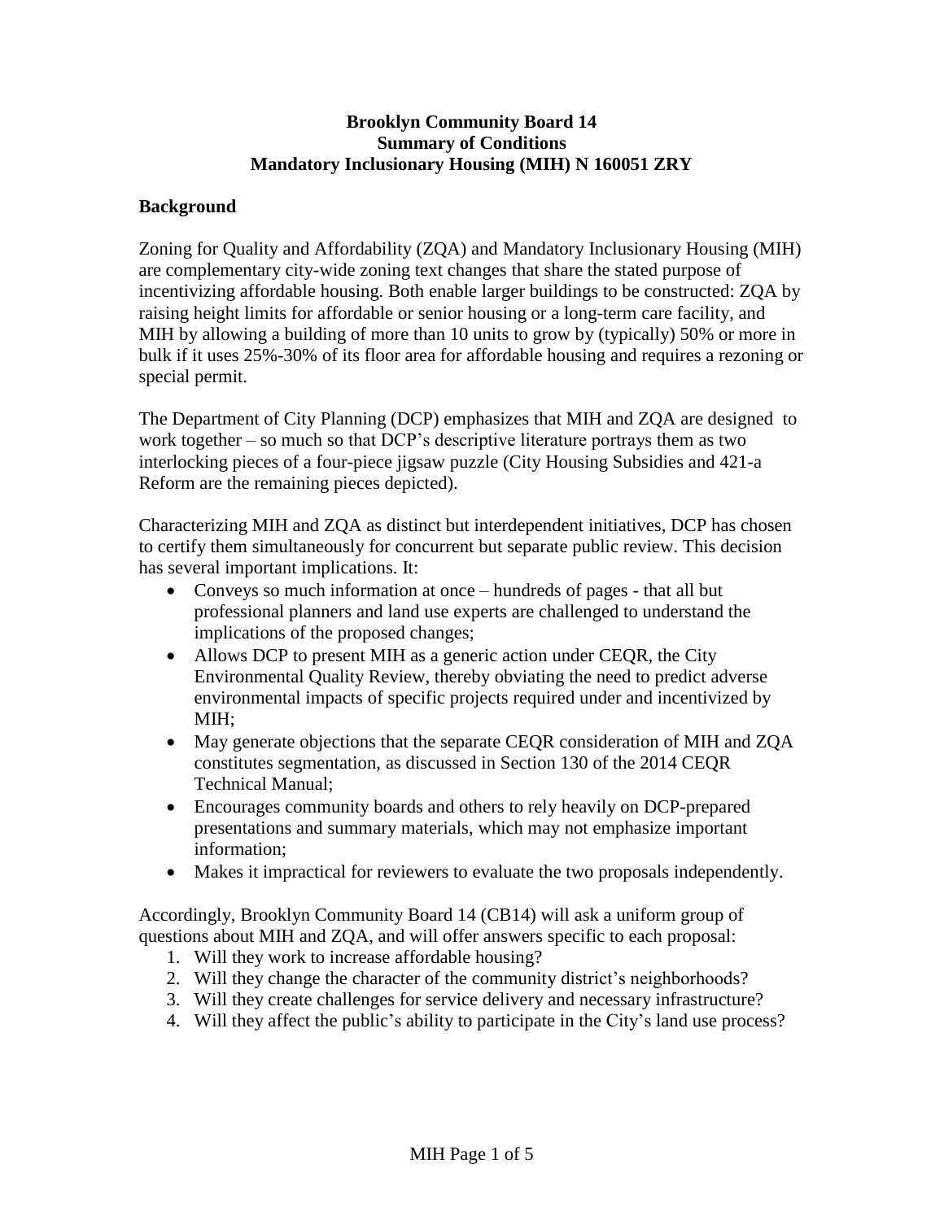# Brooklyn Community Board 14
## Summary of Conditions
## Mandatory Inclusionary Housing (MIH) N 160051 ZRY

### Background

Zoning for Quality and Affordability (ZQA) and Mandatory Inclusionary Housing (MIH) are complementary city-wide zoning text changes that share the stated purpose of incentivizing affordable housing. Both enable larger buildings to be constructed: ZQA by raising height limits for affordable or senior housing or a long-term care facility, and MIH by allowing a building of more than 10 units to grow by (typically) 50% or more in bulk if it uses 25%-30% of its floor area for affordable housing and requires a rezoning or special permit.

The Department of City Planning (DCP) emphasizes that MIH and ZQA are designed to work together – so much so that DCP's descriptive literature portrays them as two interlocking pieces of a four-piece jigsaw puzzle (City Housing Subsidies and 421-a Reform are the remaining pieces depicted).

Characterizing MIH and ZQA as distinct but interdependent initiatives, DCP has chosen to certify them simultaneously for concurrent but separate public review. This decision has several important implications. It:

- Conveys so much information at once – hundreds of pages - that all but professional planners and land use experts are challenged to understand the implications of the proposed changes;
- Allows DCP to present MIH as a generic action under CEQR, the City Environmental Quality Review, thereby obviating the need to predict adverse environmental impacts of specific projects required under and incentivized by MIH;
- May generate objections that the separate CEQR consideration of MIH and ZQA constitutes segmentation, as discussed in Section 130 of the 2014 CEQR Technical Manual;
- Encourages community boards and others to rely heavily on DCP-prepared presentations and summary materials, which may not emphasize important information;
- Makes it impractical for reviewers to evaluate the two proposals independently.

Accordingly, Brooklyn Community Board 14 (CB14) will ask a uniform group of questions about MIH and ZQA, and will offer answers specific to each proposal:

1. Will they work to increase affordable housing?
2. Will they change the character of the community district's neighborhoods?
3. Will they create challenges for service delivery and necessary infrastructure?
4. Will they affect the public's ability to participate in the City's land use process?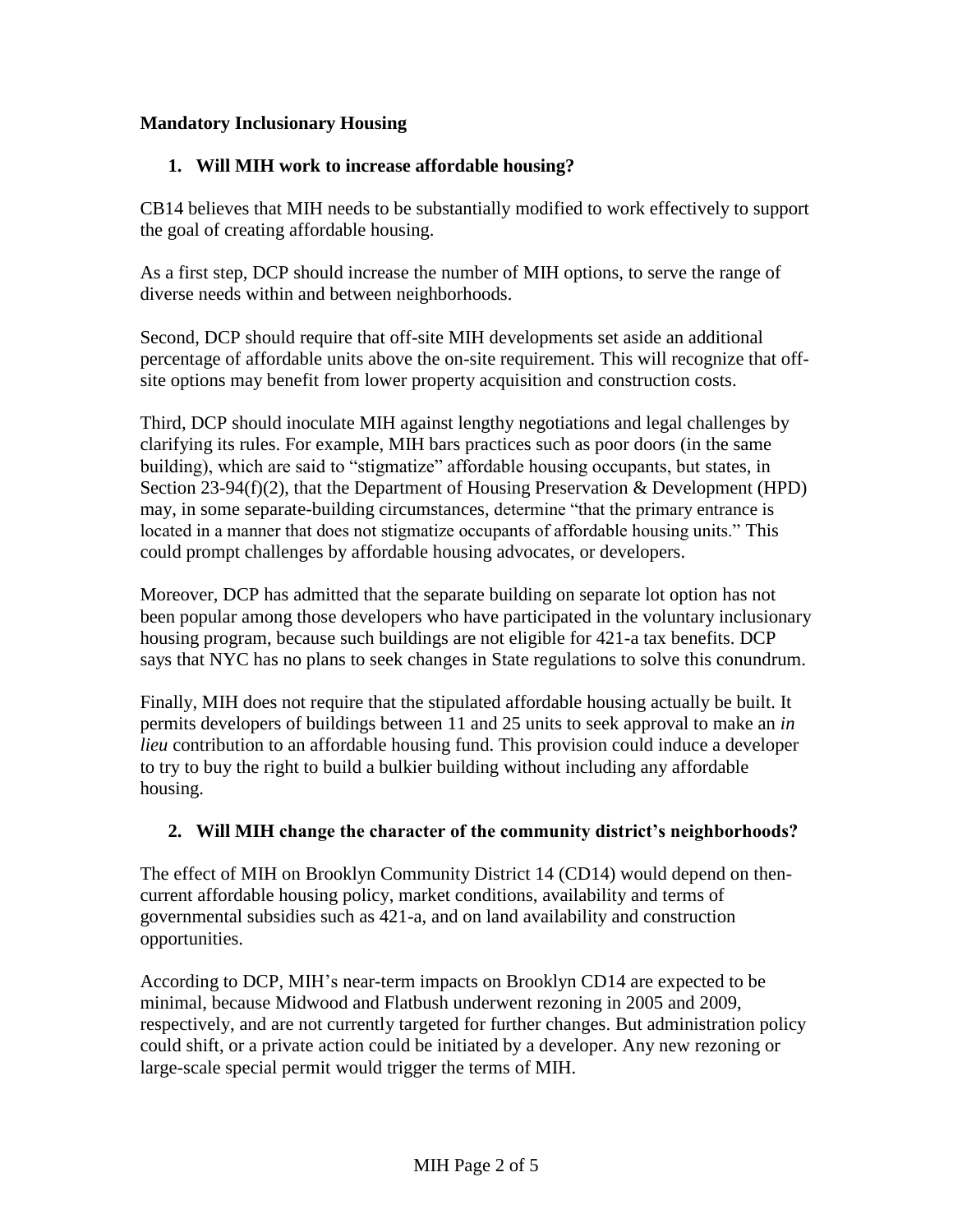**Mandatory Inclusionary Housing**

1. **Will MIH work to increase affordable housing?**

CB14 believes that MIH needs to be substantially modified to work effectively to support the goal of creating affordable housing.

As a first step, DCP should increase the number of MIH options, to serve the range of diverse needs within and between neighborhoods.

Second, DCP should require that off-site MIH developments set aside an additional percentage of affordable units above the on-site requirement. This will recognize that off-site options may benefit from lower property acquisition and construction costs.

Third, DCP should inoculate MIH against lengthy negotiations and legal challenges by clarifying its rules. For example, MIH bars practices such as poor doors (in the same building), which are said to "stigmatize" affordable housing occupants, but states, in Section 23-94(f)(2), that the Department of Housing Preservation & Development (HPD) may, in some separate-building circumstances, determine "that the primary entrance is located in a manner that does not stigmatize occupants of affordable housing units." This could prompt challenges by affordable housing advocates, or developers.

Moreover, DCP has admitted that the separate building on separate lot option has not been popular among those developers who have participated in the voluntary inclusionary housing program, because such buildings are not eligible for 421-a tax benefits. DCP says that NYC has no plans to seek changes in State regulations to solve this conundrum.

Finally, MIH does not require that the stipulated affordable housing actually be built. It permits developers of buildings between 11 and 25 units to seek approval to make an *in lieu* contribution to an affordable housing fund. This provision could induce a developer to try to buy the right to build a bulkier building without including any affordable housing.

2. **Will MIH change the character of the community district's neighborhoods?**

The effect of MIH on Brooklyn Community District 14 (CD14) would depend on then-current affordable housing policy, market conditions, availability and terms of governmental subsidies such as 421-a, and on land availability and construction opportunities.

According to DCP, MIH's near-term impacts on Brooklyn CD14 are expected to be minimal, because Midwood and Flatbush underwent rezoning in 2005 and 2009, respectively, and are not currently targeted for further changes. But administration policy could shift, or a private action could be initiated by a developer. Any new rezoning or large-scale special permit would trigger the terms of MIH.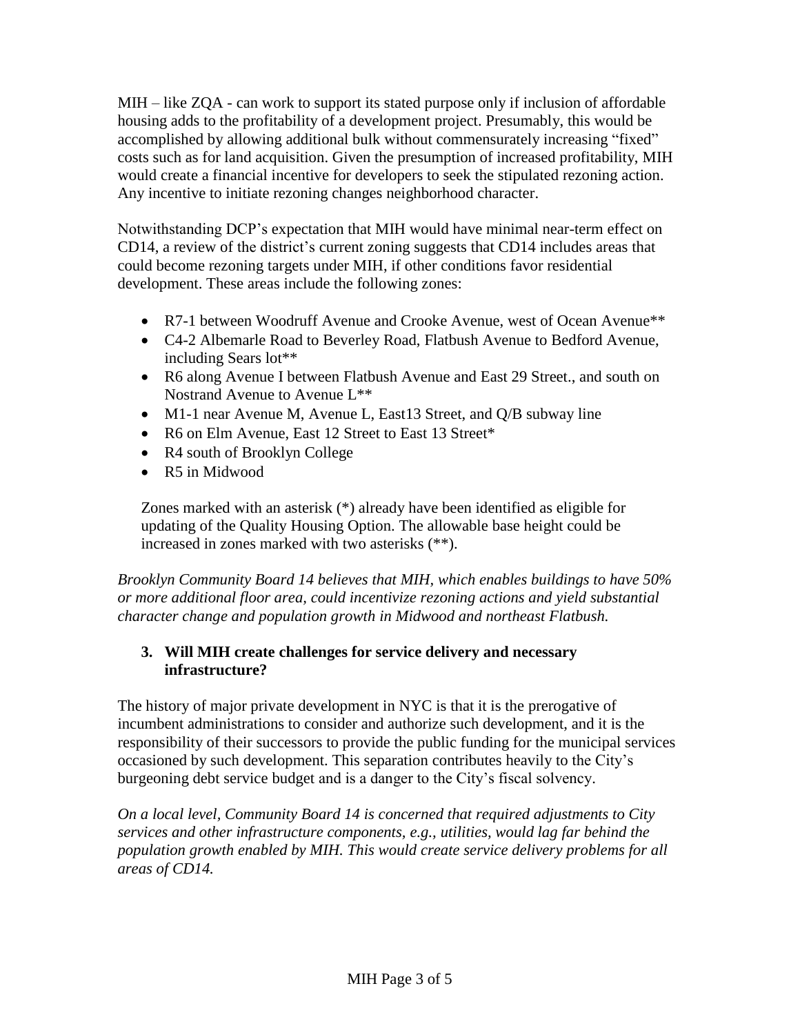MIH – like ZQA - can work to support its stated purpose only if inclusion of affordable housing adds to the profitability of a development project. Presumably, this would be accomplished by allowing additional bulk without commensurately increasing "fixed" costs such as for land acquisition. Given the presumption of increased profitability, MIH would create a financial incentive for developers to seek the stipulated rezoning action. Any incentive to initiate rezoning changes neighborhood character.

Notwithstanding DCP's expectation that MIH would have minimal near-term effect on CD14, a review of the district's current zoning suggests that CD14 includes areas that could become rezoning targets under MIH, if other conditions favor residential development. These areas include the following zones:

- R7-1 between Woodruff Avenue and Crooke Avenue, west of Ocean Avenue**
- C4-2 Albemarle Road to Beverley Road, Flatbush Avenue to Bedford Avenue, including Sears lot**
- R6 along Avenue I between Flatbush Avenue and East 29 Street., and south on Nostrand Avenue to Avenue L**
- M1-1 near Avenue M, Avenue L, East13 Street, and Q/B subway line
- R6 on Elm Avenue, East 12 Street to East 13 Street*
- R4 south of Brooklyn College
- R5 in Midwood

Zones marked with an asterisk (*) already have been identified as eligible for updating of the Quality Housing Option. The allowable base height could be increased in zones marked with two asterisks (**).

*Brooklyn Community Board 14 believes that MIH, which enables buildings to have 50% or more additional floor area, could incentivize rezoning actions and yield substantial character change and population growth in Midwood and northeast Flatbush.*

**3. Will MIH create challenges for service delivery and necessary infrastructure?**

The history of major private development in NYC is that it is the prerogative of incumbent administrations to consider and authorize such development, and it is the responsibility of their successors to provide the public funding for the municipal services occasioned by such development. This separation contributes heavily to the City's burgeoning debt service budget and is a danger to the City's fiscal solvency.

*On a local level, Community Board 14 is concerned that required adjustments to City services and other infrastructure components, e.g., utilities, would lag far behind the population growth enabled by MIH. This would create service delivery problems for all areas of CD14.*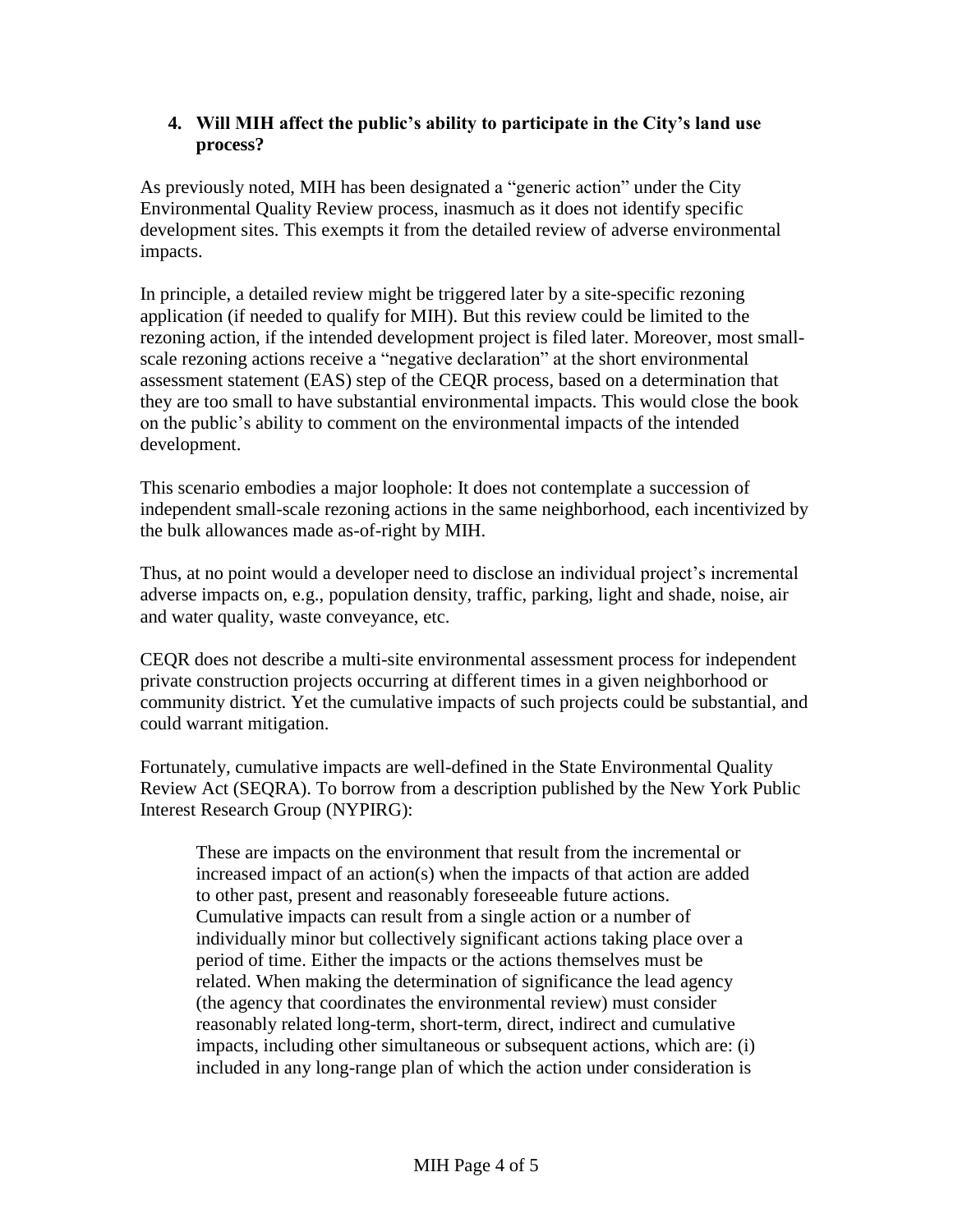### 4. Will MIH affect the public's ability to participate in the City's land use process?

As previously noted, MIH has been designated a "generic action" under the City Environmental Quality Review process, inasmuch as it does not identify specific development sites. This exempts it from the detailed review of adverse environmental impacts.

In principle, a detailed review might be triggered later by a site-specific rezoning application (if needed to qualify for MIH). But this review could be limited to the rezoning action, if the intended development project is filed later. Moreover, most small-scale rezoning actions receive a "negative declaration" at the short environmental assessment statement (EAS) step of the CEQR process, based on a determination that they are too small to have substantial environmental impacts. This would close the book on the public's ability to comment on the environmental impacts of the intended development.

This scenario embodies a major loophole: It does not contemplate a succession of independent small-scale rezoning actions in the same neighborhood, each incentivized by the bulk allowances made as-of-right by MIH.

Thus, at no point would a developer need to disclose an individual project's incremental adverse impacts on, e.g., population density, traffic, parking, light and shade, noise, air and water quality, waste conveyance, etc.

CEQR does not describe a multi-site environmental assessment process for independent private construction projects occurring at different times in a given neighborhood or community district. Yet the cumulative impacts of such projects could be substantial, and could warrant mitigation.

Fortunately, cumulative impacts are well-defined in the State Environmental Quality Review Act (SEQRA). To borrow from a description published by the New York Public Interest Research Group (NYPIRG):

> These are impacts on the environment that result from the incremental or increased impact of an action(s) when the impacts of that action are added to other past, present and reasonably foreseeable future actions. Cumulative impacts can result from a single action or a number of individually minor but collectively significant actions taking place over a period of time. Either the impacts or the actions themselves must be related. When making the determination of significance the lead agency (the agency that coordinates the environmental review) must consider reasonably related long-term, short-term, direct, indirect and cumulative impacts, including other simultaneous or subsequent actions, which are: (i) included in any long-range plan of which the action under consideration is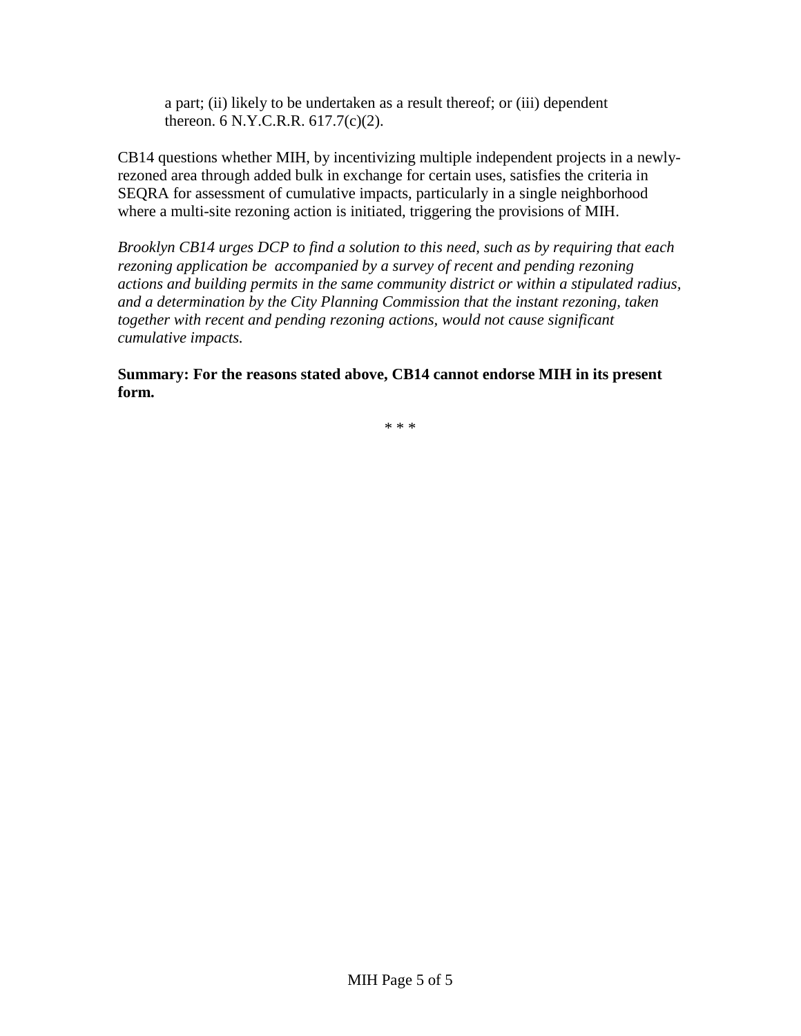> a part; (ii) likely to be undertaken as a result thereof; or (iii) dependent thereon. 6 N.Y.C.R.R. 617.7(c)(2).

CB14 questions whether MIH, by incentivizing multiple independent projects in a newly-rezoned area through added bulk in exchange for certain uses, satisfies the criteria in SEQRA for assessment of cumulative impacts, particularly in a single neighborhood where a multi-site rezoning action is initiated, triggering the provisions of MIH.

*Brooklyn CB14 urges DCP to find a solution to this need, such as by requiring that each rezoning application be accompanied by a survey of recent and pending rezoning actions and building permits in the same community district or within a stipulated radius, and a determination by the City Planning Commission that the instant rezoning, taken together with recent and pending rezoning actions, would not cause significant cumulative impacts.*

**Summary: For the reasons stated above, CB14 cannot endorse MIH in its present form.**

\* \* \*